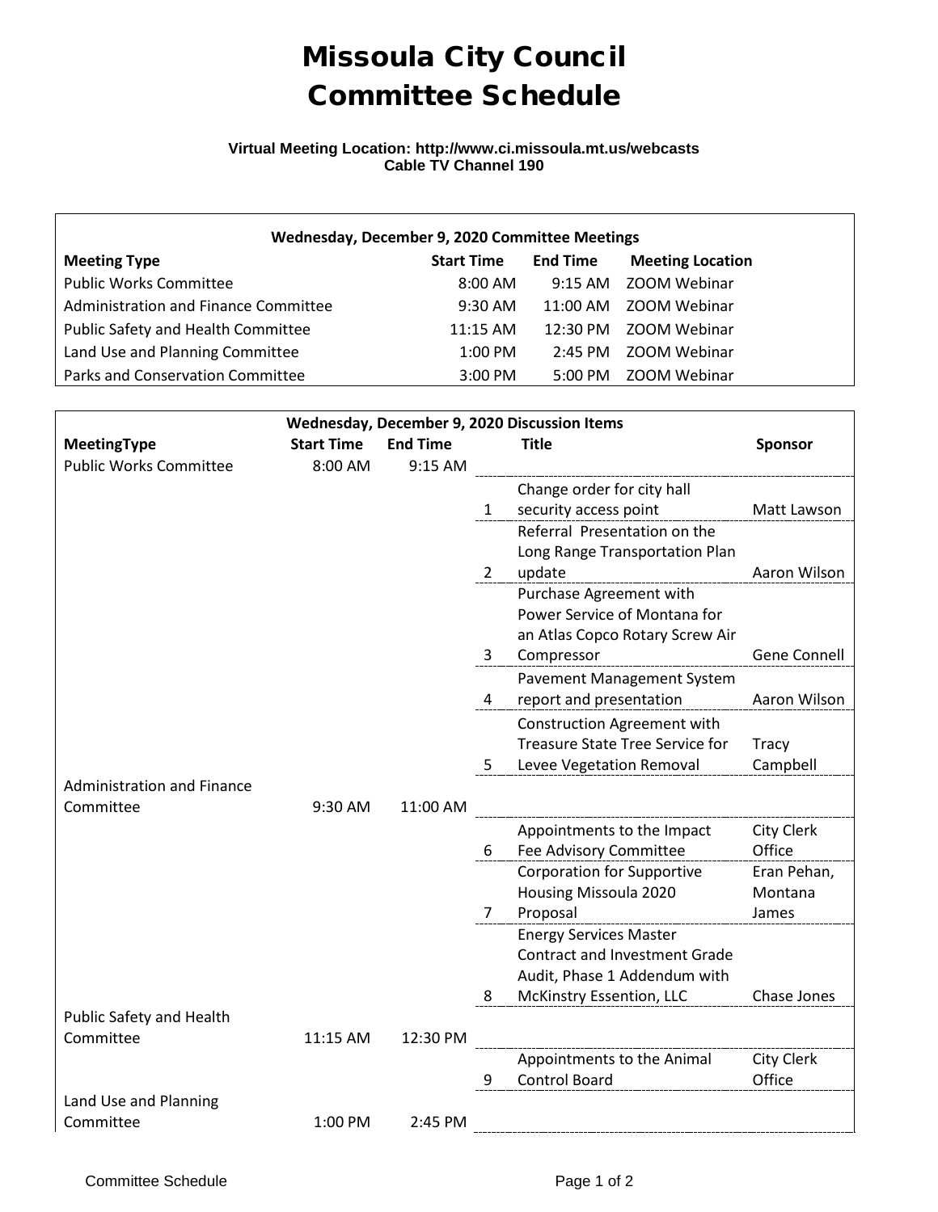# Missoula City Council Committee Schedule

**Virtual Meeting Location: http://www.ci.missoula.mt.us/webcasts**
**Cable TV Channel 190**

| Wednesday, December 9, 2020 Committee Meetings | | | |
|---|---|---|---|
| **Meeting Type** | **Start Time** | **End Time** | **Meeting Location** |
| Public Works Committee | 8:00 AM | 9:15 AM | ZOOM Webinar |
| Administration and Finance Committee | 9:30 AM | 11:00 AM | ZOOM Webinar |
| Public Safety and Health Committee | 11:15 AM | 12:30 PM | ZOOM Webinar |
| Land Use and Planning Committee | 1:00 PM | 2:45 PM | ZOOM Webinar |
| Parks and Conservation Committee | 3:00 PM | 5:00 PM | ZOOM Webinar |

| Wednesday, December 9, 2020 Discussion Items | | | | | |
|---|---|---|---|---|---|
| **MeetingType** | **Start Time** | **End Time** | | **Title** | **Sponsor** |
| Public Works Committee | 8:00 AM | 9:15 AM | | | |
| | | | 1 | Change order for city hall security access point | Matt Lawson |
| | | | 2 | Referral Presentation on the Long Range Transportation Plan update | Aaron Wilson |
| | | | 3 | Purchase Agreement with Power Service of Montana for an Atlas Copco Rotary Screw Air Compressor | Gene Connell |
| | | | 4 | Pavement Management System report and presentation | Aaron Wilson |
| | | | 5 | Construction Agreement with Treasure State Tree Service for Levee Vegetation Removal | Tracy Campbell |
| Administration and Finance Committee | 9:30 AM | 11:00 AM | | | |
| | | | 6 | Appointments to the Impact Fee Advisory Committee | City Clerk Office |
| | | | 7 | Corporation for Supportive Housing Missoula 2020 Proposal | Eran Pehan, Montana James |
| | | | 8 | Energy Services Master Contract and Investment Grade Audit, Phase 1 Addendum with McKinstry Essention, LLC | Chase Jones |
| Public Safety and Health Committee | 11:15 AM | 12:30 PM | | | |
| | | | 9 | Appointments to the Animal Control Board | City Clerk Office |
| Land Use and Planning Committee | 1:00 PM | 2:45 PM | | | |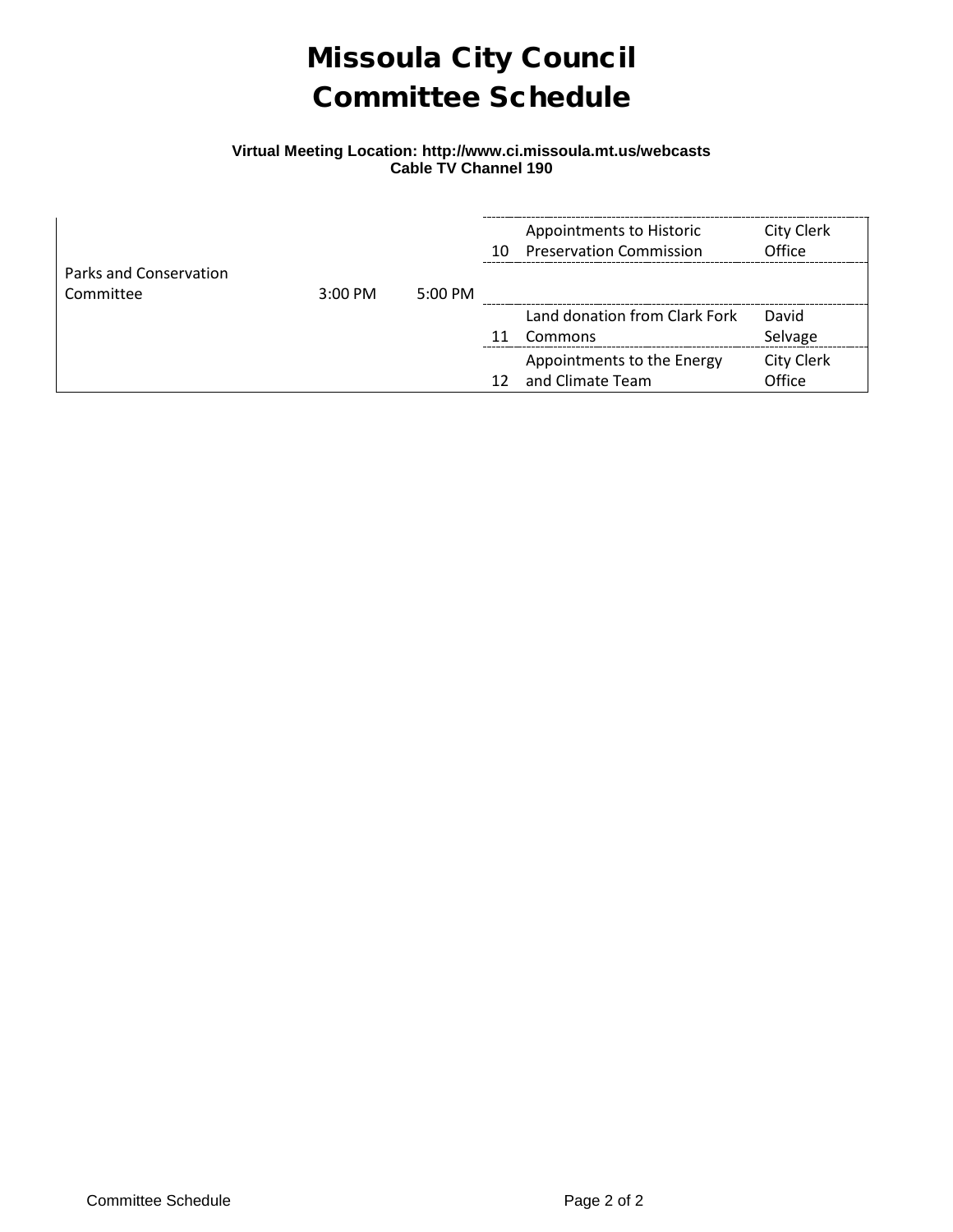# Missoula City Council
# Committee Schedule

**Virtual Meeting Location: http://www.ci.missoula.mt.us/webcasts**
**Cable TV Channel 190**

| | | | | | |
|---|---|---|---|---|---|
| Parks and Conservation Committee | 3:00 PM | 5:00 PM | 10 | Appointments to Historic Preservation Commission | City Clerk Office |
| | | | | | |
| | | | 11 | Land donation from Clark Fork Commons | David Selvage |
| | | | 12 | Appointments to the Energy and Climate Team | City Clerk Office |